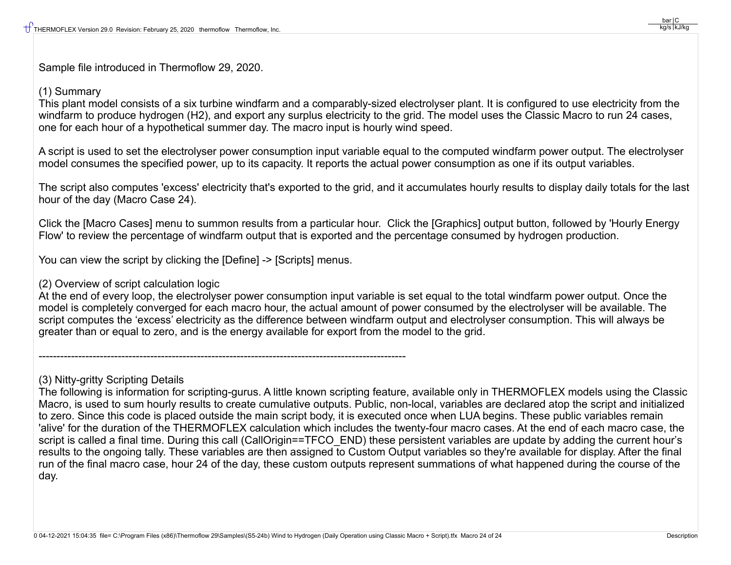Sample file introduced in Thermoflow 29, 2020.

(1) Summary
This plant model consists of a six turbine windfarm and a comparably-sized electrolyser plant. It is configured to use electricity from the windfarm to produce hydrogen (H2), and export any surplus electricity to the grid. The model uses the Classic Macro to run 24 cases, one for each hour of a hypothetical summer day. The macro input is hourly wind speed.

A script is used to set the electrolyser power consumption input variable equal to the computed windfarm power output. The electrolyser model consumes the specified power, up to its capacity. It reports the actual power consumption as one if its output variables.

The script also computes 'excess' electricity that's exported to the grid, and it accumulates hourly results to display daily totals for the last hour of the day (Macro Case 24).

Click the [Macro Cases] menu to summon results from a particular hour. Click the [Graphics] output button, followed by 'Hourly Energy Flow' to review the percentage of windfarm output that is exported and the percentage consumed by hydrogen production.

You can view the script by clicking the [Define] -> [Scripts] menus.

(2) Overview of script calculation logic
At the end of every loop, the electrolyser power consumption input variable is set equal to the total windfarm power output. Once the model is completely converged for each macro hour, the actual amount of power consumed by the electrolyser will be available. The script computes the ‘excess’ electricity as the difference between windfarm output and electrolyser consumption. This will always be greater than or equal to zero, and is the energy available for export from the model to the grid.

---------------------------------------------------------------------------------------------------------

(3) Nitty-gritty Scripting Details
The following is information for scripting-gurus. A little known scripting feature, available only in THERMOFLEX models using the Classic Macro, is used to sum hourly results to create cumulative outputs. Public, non-local, variables are declared atop the script and initialized to zero. Since this code is placed outside the main script body, it is executed once when LUA begins. These public variables remain 'alive' for the duration of the THERMOFLEX calculation which includes the twenty-four macro cases. At the end of each macro case, the script is called a final time. During this call (CallOrigin==TFCO_END) these persistent variables are update by adding the current hour’s results to the ongoing tally. These variables are then assigned to Custom Output variables so they're available for display. After the final run of the final macro case, hour 24 of the day, these custom outputs represent summations of what happened during the course of the day.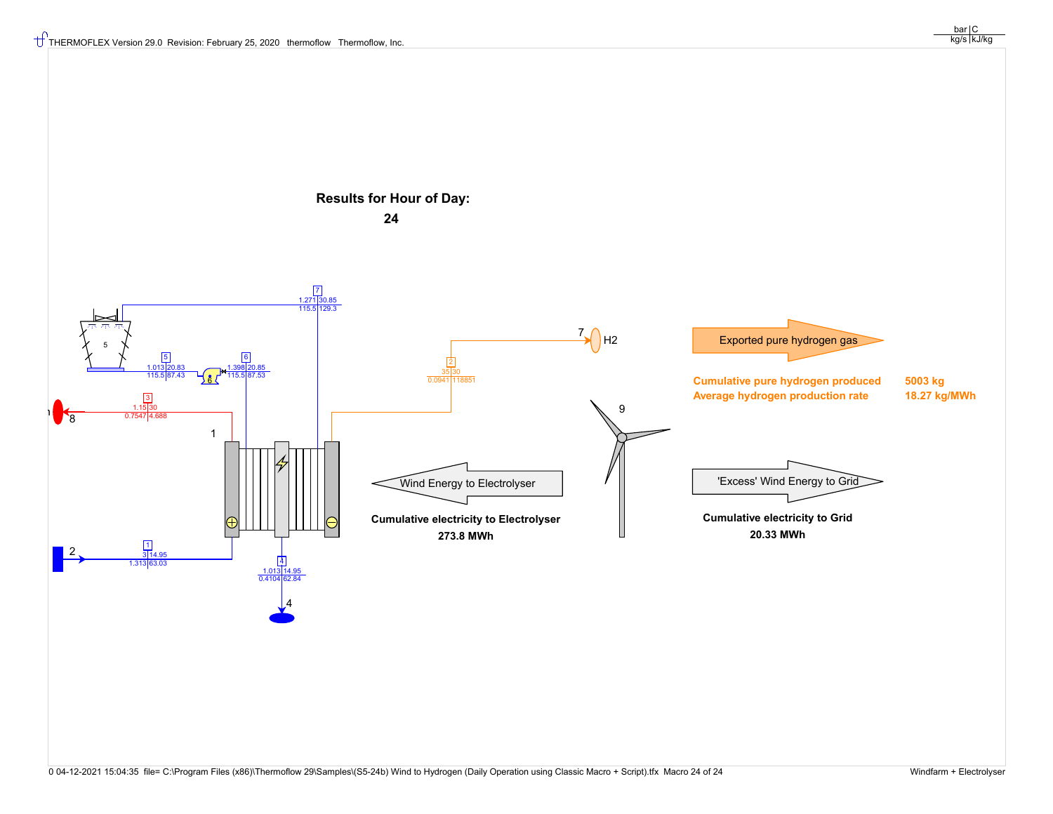# Results for Hour of Day:

**24**

**Exported pure hydrogen gas**

**Cumulative pure hydrogen produced** **5003 kg**

**Average hydrogen production rate** **18.27 kg/MWh**

**Wind Energy to Electrolyser**

**Cumulative electricity to Electrolyser**

**273.8 MWh**

**'Excess' Wind Energy to Grid**

**Cumulative electricity to Grid**

**20.33 MWh**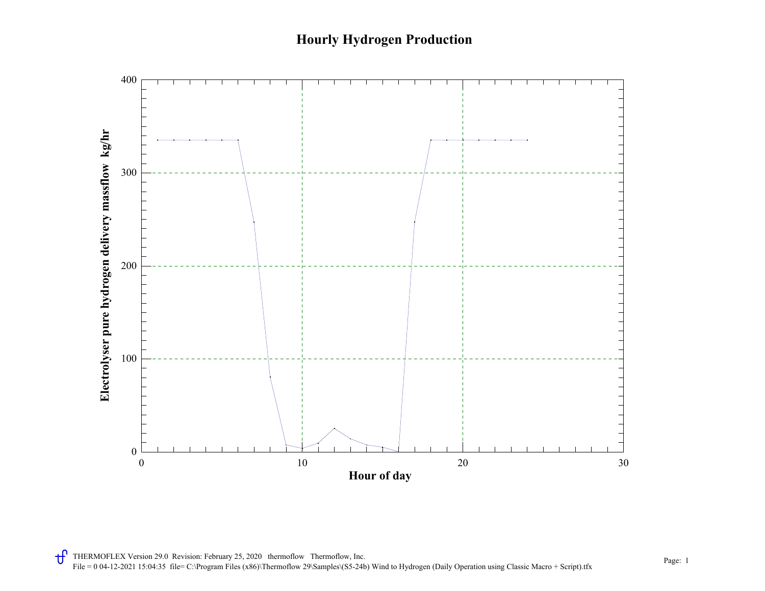# Hourly Hydrogen Production

Electrolyser pure hydrogen delivery massflow kg/hr

400
300
200
100
0

0
10
20
30

Hour of day

THERMOFLEX Version 29.0 Revision: February 25, 2020 thermoflow Thermoflow, Inc.
File = 0 04-12-2021 15:04:35 file= C:\Program Files (x86)\Thermoflow 29\Samples\(S5-24b) Wind to Hydrogen (Daily Operation using Classic Macro + Script).tfx